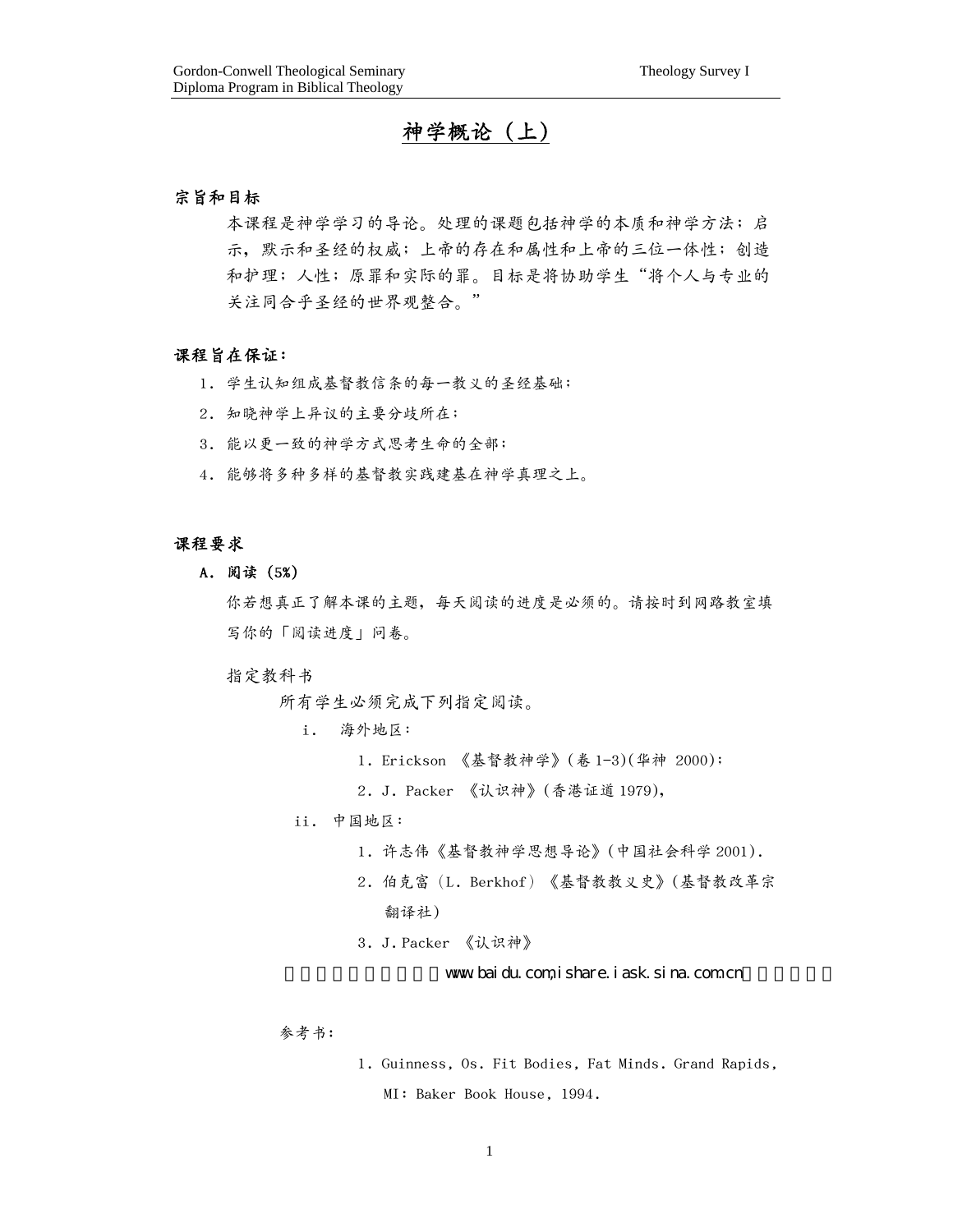# 神学概论（上）

## 宗旨和目标

本课程是神学学习的导论。处理的课题包括神学的本质和神学方法；启示，默示和圣经的权威；上帝的存在和属性和上帝的三位一体性；创造和护理；人性；原罪和实际的罪。目标是将协助学生“将个人与专业的关注同合乎圣经的世界观整合。”

## 课程旨在保证：

1. 学生认知组成基督教信条的每一教义的圣经基础；
2. 知晓神学上异议的主要分歧所在；
3. 能以更一致的神学方式思考生命的全部；
4. 能够将多种多样的基督教实践建基在神学真理之上。

## 课程要求

### A. 阅读（5%）

你若想真正了解本课的主题，每天阅读的进度是必须的。请按时到网路教室填写你的「阅读进度」问卷。

指定教科书

所有学生必须完成下列指定阅读。

i. 海外地区：

1. Erickson 《基督教神学》(卷 1-3)(华神 2000)；
2. J. Packer 《认识神》(香港证道 1979)，

ii. 中国地区：

1. 许志伟《基督教神学思想导论》(中国社会科学 2001).
2. 伯克富（L. Berkhof）《基督教教义史》(基督教改革宗翻译社)
3. J. Packer 《认识神》

www.baidu.com, ishare.iask.sina.com.cn

参考书：

1. Guinness, Os. Fit Bodies, Fat Minds. Grand Rapids, MI: Baker Book House, 1994.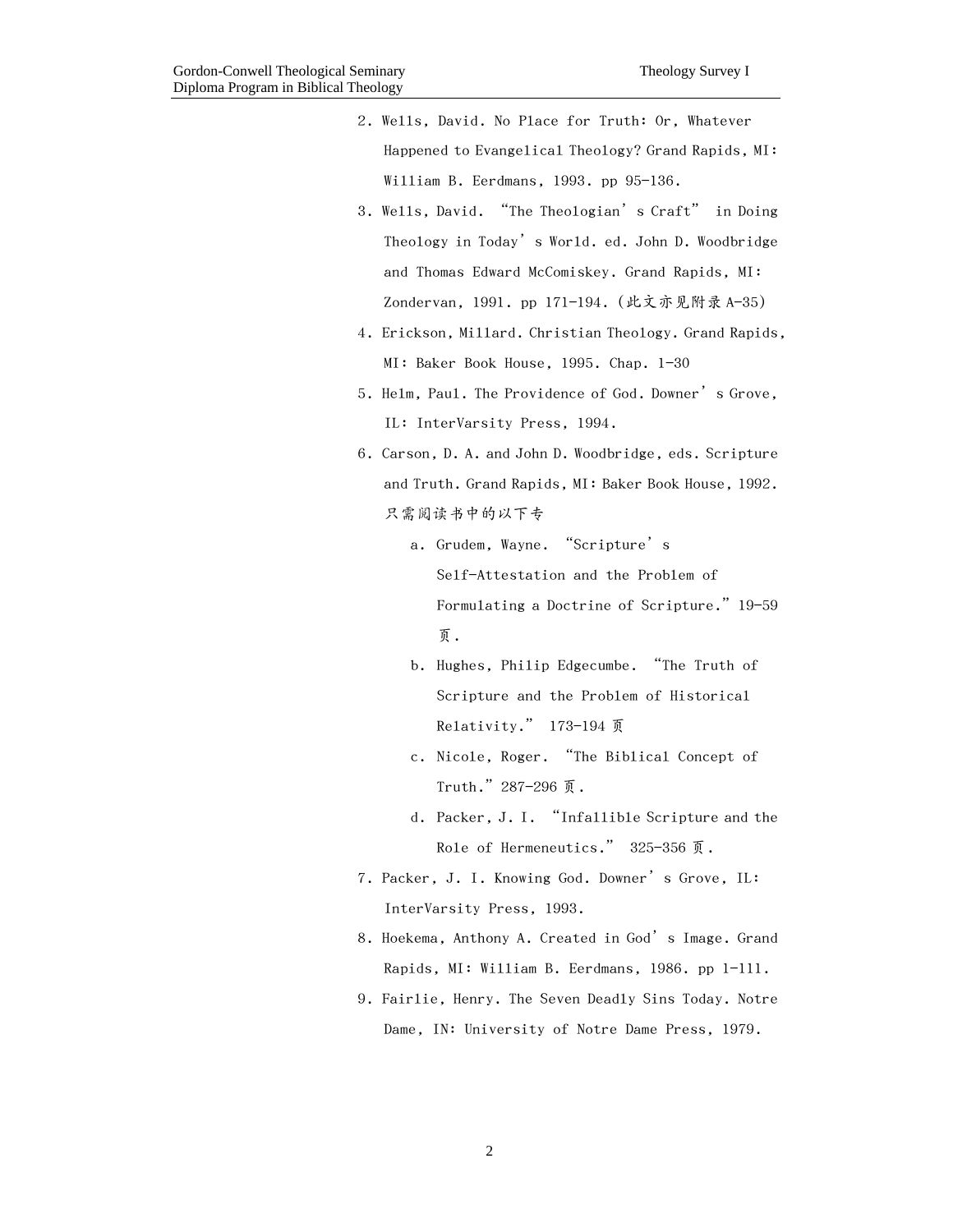2. Wells, David. No Place for Truth: Or, Whatever Happened to Evangelical Theology? Grand Rapids, MI: William B. Eerdmans, 1993. pp 95-136.
3. Wells, David. "The Theologian's Craft" in Doing Theology in Today's World. ed. John D. Woodbridge and Thomas Edward McComiskey. Grand Rapids, MI: Zondervan, 1991. pp 171-194.（此文亦见附录 A-35）
4. Erickson, Millard. Christian Theology. Grand Rapids, MI: Baker Book House, 1995. Chap. 1-30
5. Helm, Paul. The Providence of God. Downer's Grove, IL: InterVarsity Press, 1994.
6. Carson, D. A. and John D. Woodbridge, eds. Scripture and Truth. Grand Rapids, MI: Baker Book House, 1992. 只需阅读书中的以下专
   a. Grudem, Wayne. "Scripture's Self-Attestation and the Problem of Formulating a Doctrine of Scripture." 19-59 页.
   b. Hughes, Philip Edgecumbe. "The Truth of Scripture and the Problem of Historical Relativity." 173-194 页
   c. Nicole, Roger. "The Biblical Concept of Truth." 287-296 页.
   d. Packer, J. I. "Infallible Scripture and the Role of Hermeneutics." 325-356 页.
7. Packer, J. I. Knowing God. Downer's Grove, IL: InterVarsity Press, 1993.
8. Hoekema, Anthony A. Created in God's Image. Grand Rapids, MI: William B. Eerdmans, 1986. pp 1-111.
9. Fairlie, Henry. The Seven Deadly Sins Today. Notre Dame, IN: University of Notre Dame Press, 1979.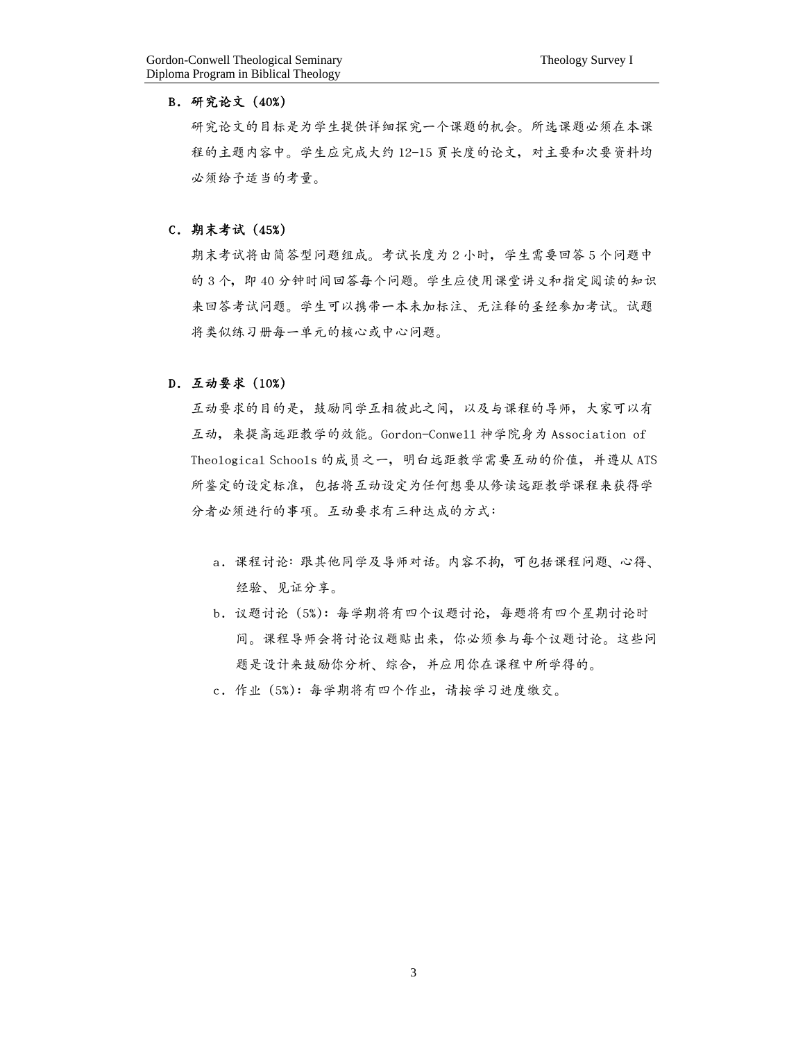**B．研究论文（40%）**

研究论文的目标是为学生提供详细探究一个课题的机会。所选课题必须在本课程的主题内容中。学生应完成大约 12-15 页长度的论文，对主要和次要资料均必须给予适当的考量。

**C．期末考试（45%）**

期末考试将由简答型问题组成。考试长度为 2 小时，学生需要回答 5 个问题中的 3 个，即 40 分钟时间回答每个问题。学生应使用课堂讲义和指定阅读的知识来回答考试问题。学生可以携带一本未加标注、无注释的圣经参加考试。试题将类似练习册每一单元的核心或中心问题。

**D．互动要求（10%）**

互动要求的目的是，鼓励同学互相彼此之间，以及与课程的导师，大家可以有互动，来提高远距教学的效能。Gordon-Conwell 神学院身为 Association of Theological Schools 的成员之一，明白远距教学需要互动的价值，并遵从 ATS 所鉴定的设定标准，包括将互动设定为任何想要从修读远距教学课程来获得学分者必须进行的事项。互动要求有三种达成的方式：

a．课程讨论：跟其他同学及导师对话。内容不拘，可包括课程问题、心得、经验、见证分享。

b．议题讨论（5%）：每学期将有四个议题讨论，每题将有四个星期讨论时间。课程导师会将讨论议题贴出来，你必须参与每个议题讨论。这些问题是设计来鼓励你分析、综合，并应用你在课程中所学得的。

c．作业（5%）：每学期将有四个作业，请按学习进度缴交。